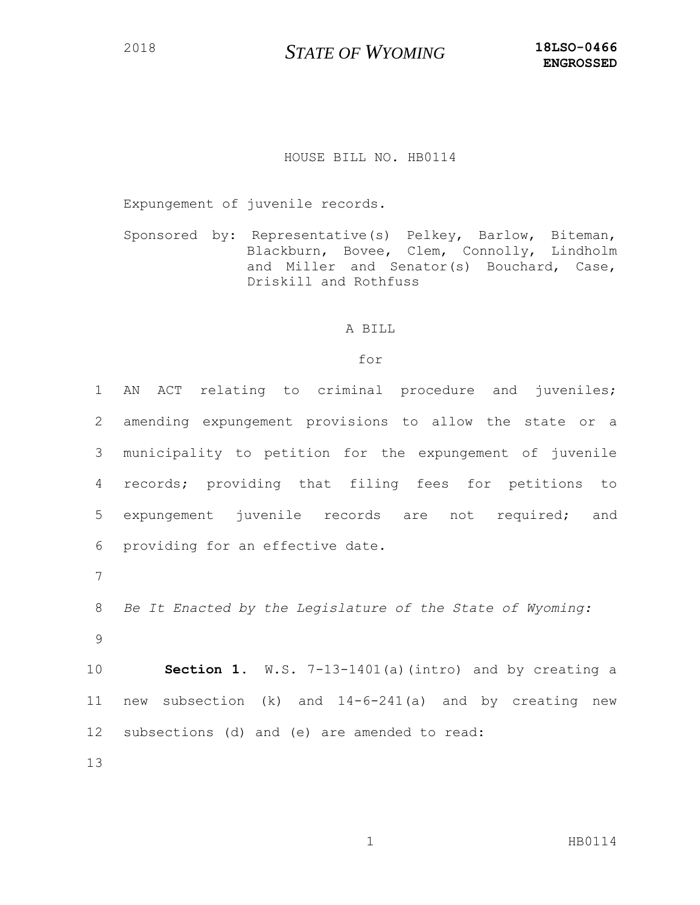2018 **STATE OF WYOMING** **18LSO-0466**
**ENGROSSED**

HOUSE BILL NO. HB0114

Expungement of juvenile records.

Sponsored by: Representative(s) Pelkey, Barlow, Biteman, Blackburn, Bovee, Clem, Connolly, Lindholm and Miller and Senator(s) Bouchard, Case, Driskill and Rothfuss

A BILL

for

1 AN ACT relating to criminal procedure and juveniles;
2 amending expungement provisions to allow the state or a
3 municipality to petition for the expungement of juvenile
4 records; providing that filing fees for petitions to
5 expungement juvenile records are not required; and
6 providing for an effective date.

7

8 *Be It Enacted by the Legislature of the State of Wyoming:*

9

10 **Section 1.** W.S. 7-13-1401(a)(intro) and by creating a
11 new subsection (k) and 14-6-241(a) and by creating new
12 subsections (d) and (e) are amended to read:

13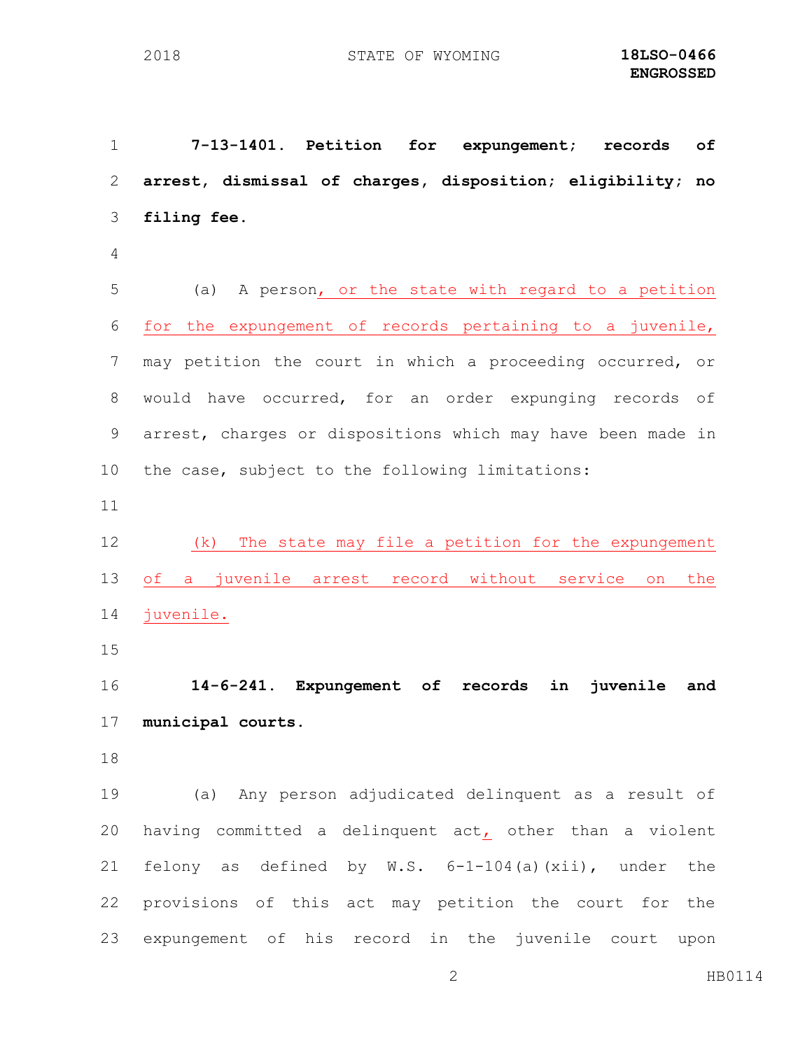**7-13-1401. Petition for expungement; records of arrest, dismissal of charges, disposition; eligibility; no filing fee.**

(a) A person, or the state with regard to a petition for the expungement of records pertaining to a juvenile, may petition the court in which a proceeding occurred, or would have occurred, for an order expunging records of arrest, charges or dispositions which may have been made in the case, subject to the following limitations:

(k) The state may file a petition for the expungement of a juvenile arrest record without service on the juvenile.

**14-6-241. Expungement of records in juvenile and municipal courts.**

(a) Any person adjudicated delinquent as a result of having committed a delinquent act, other than a violent felony as defined by W.S. 6-1-104(a)(xii), under the provisions of this act may petition the court for the expungement of his record in the juvenile court upon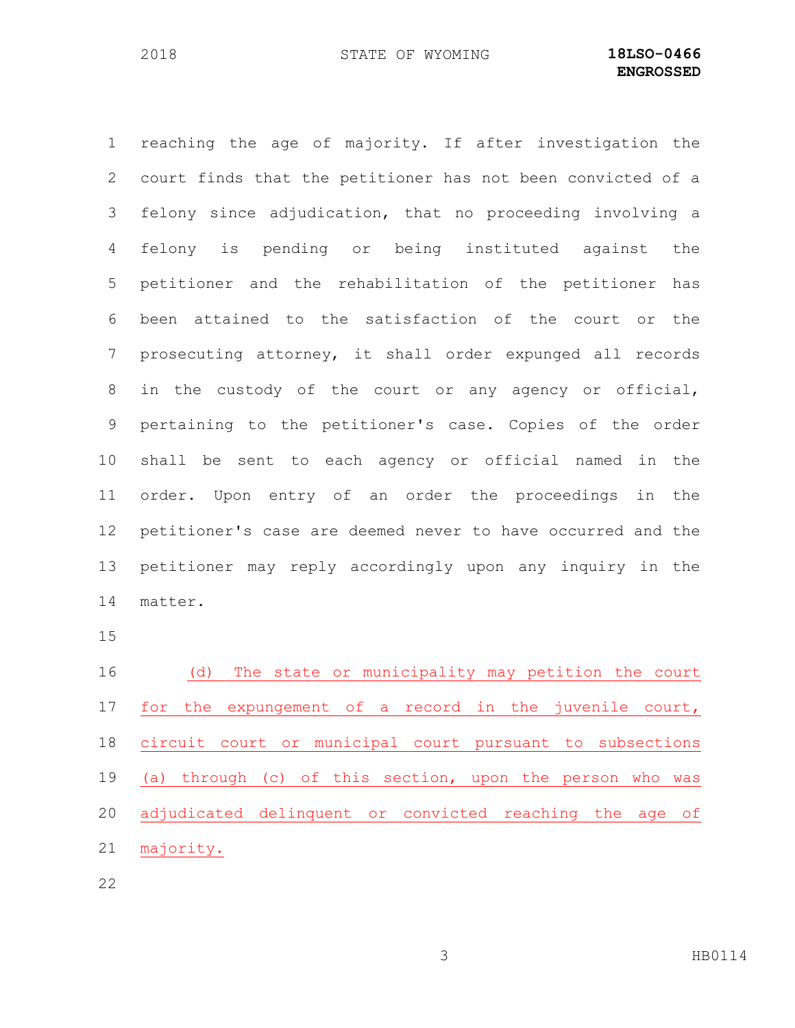reaching the age of majority. If after investigation the court finds that the petitioner has not been convicted of a felony since adjudication, that no proceeding involving a felony is pending or being instituted against the petitioner and the rehabilitation of the petitioner has been attained to the satisfaction of the court or the prosecuting attorney, it shall order expunged all records in the custody of the court or any agency or official, pertaining to the petitioner's case. Copies of the order shall be sent to each agency or official named in the order. Upon entry of an order the proceedings in the petitioner's case are deemed never to have occurred and the petitioner may reply accordingly upon any inquiry in the matter.

(d) The state or municipality may petition the court for the expungement of a record in the juvenile court, circuit court or municipal court pursuant to subsections (a) through (c) of this section, upon the person who was adjudicated delinquent or convicted reaching the age of majority.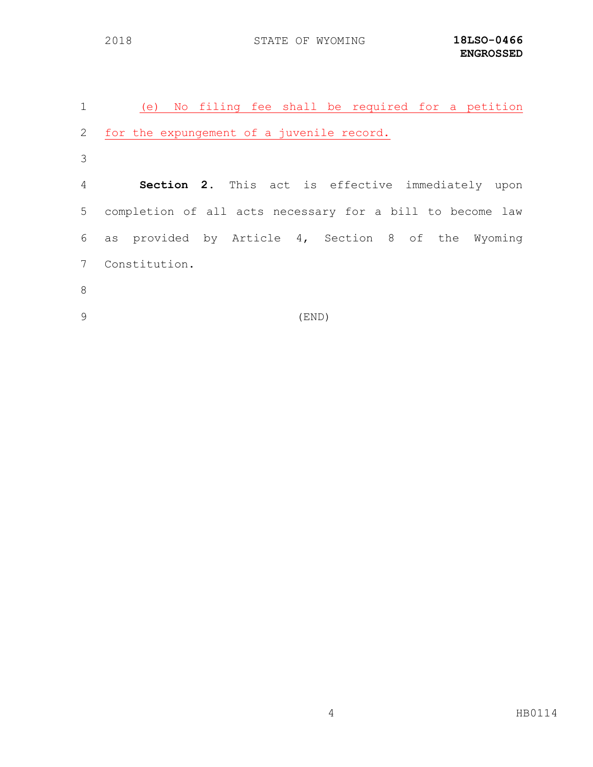(e) No filing fee shall be required for a petition for the expungement of a juvenile record.

**Section 2.** This act is effective immediately upon completion of all acts necessary for a bill to become law as provided by Article 4, Section 8 of the Wyoming Constitution.

(END)